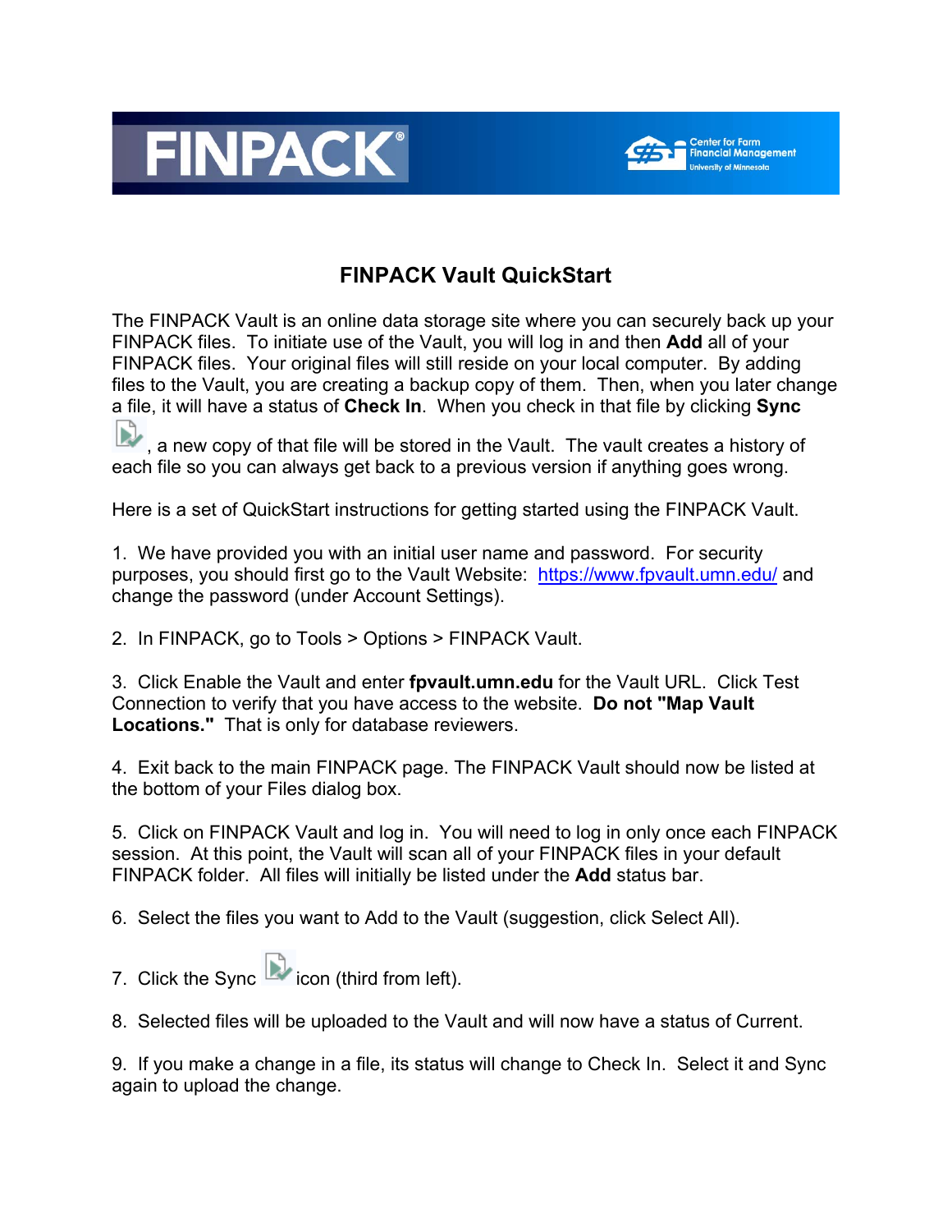FINPACK®

Center for Farm Financial Management
University of Minnesota

# FINPACK Vault QuickStart

The FINPACK Vault is an online data storage site where you can securely back up your FINPACK files. To initiate use of the Vault, you will log in and then **Add** all of your FINPACK files. Your original files will still reside on your local computer. By adding files to the Vault, you are creating a backup copy of them. Then, when you later change a file, it will have a status of **Check In**. When you check in that file by clicking **Sync**, a new copy of that file will be stored in the Vault. The vault creates a history of each file so you can always get back to a previous version if anything goes wrong.

Here is a set of QuickStart instructions for getting started using the FINPACK Vault.

1. We have provided you with an initial user name and password. For security purposes, you should first go to the Vault Website: [https://www.fpvault.umn.edu/](https://www.fpvault.umn.edu/) and change the password (under Account Settings).

2. In FINPACK, go to Tools > Options > FINPACK Vault.

3. Click Enable the Vault and enter **fpvault.umn.edu** for the Vault URL. Click Test Connection to verify that you have access to the website. **Do not "Map Vault Locations."** That is only for database reviewers.

4. Exit back to the main FINPACK page. The FINPACK Vault should now be listed at the bottom of your Files dialog box.

5. Click on FINPACK Vault and log in. You will need to log in only once each FINPACK session. At this point, the Vault will scan all of your FINPACK files in your default FINPACK folder. All files will initially be listed under the **Add** status bar.

6. Select the files you want to Add to the Vault (suggestion, click Select All).

7. Click the Sync icon (third from left).

8. Selected files will be uploaded to the Vault and will now have a status of Current.

9. If you make a change in a file, its status will change to Check In. Select it and Sync again to upload the change.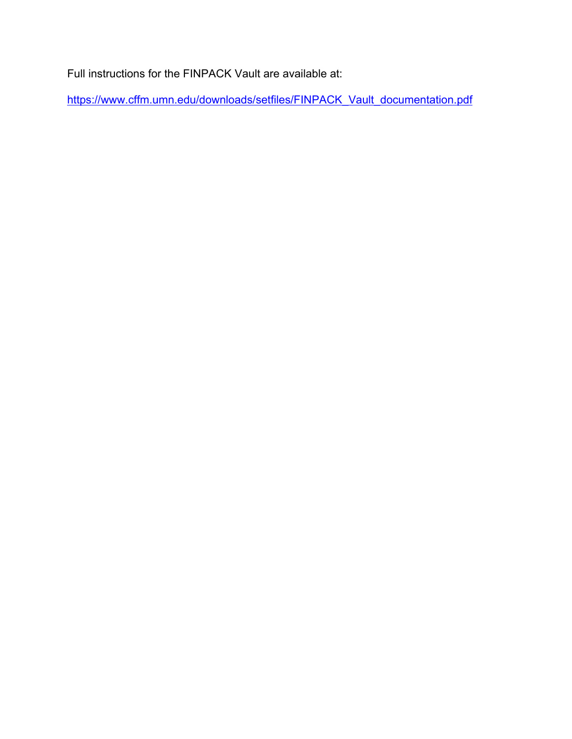Full instructions for the FINPACK Vault are available at:

https://www.cffm.umn.edu/downloads/setfiles/FINPACK_Vault_documentation.pdf